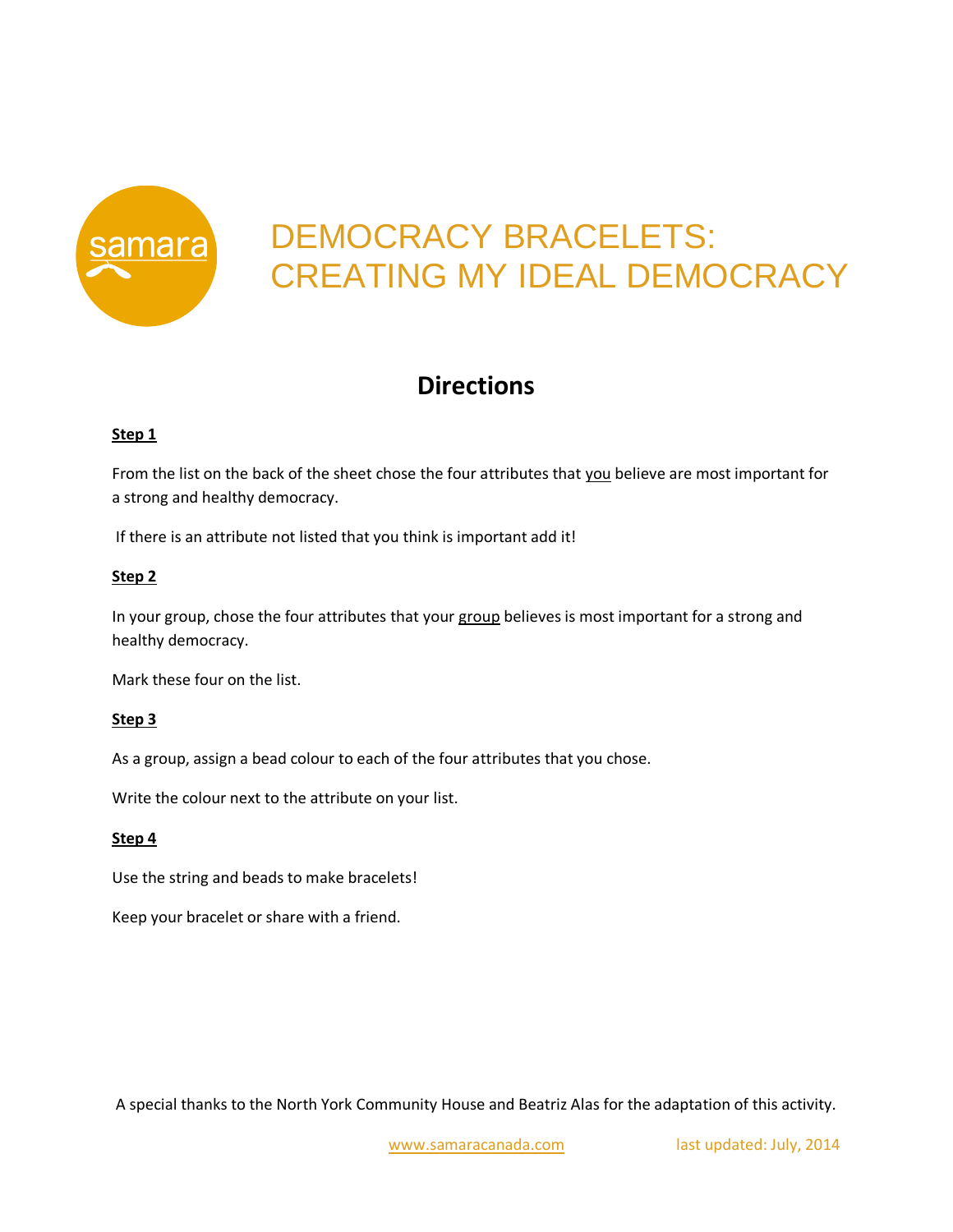# DEMOCRACY BRACELETS: CREATING MY IDEAL DEMOCRACY

## Directions

**Step 1**

From the list on the back of the sheet chose the four attributes that you believe are most important for a strong and healthy democracy.

If there is an attribute not listed that you think is important add it!

**Step 2**

In your group, chose the four attributes that your group believes is most important for a strong and healthy democracy.

Mark these four on the list.

**Step 3**

As a group, assign a bead colour to each of the four attributes that you chose.

Write the colour next to the attribute on your list.

**Step 4**

Use the string and beads to make bracelets!

Keep your bracelet or share with a friend.

A special thanks to the North York Community House and Beatriz Alas for the adaptation of this activity.

www.samaracanada.com last updated: July, 2014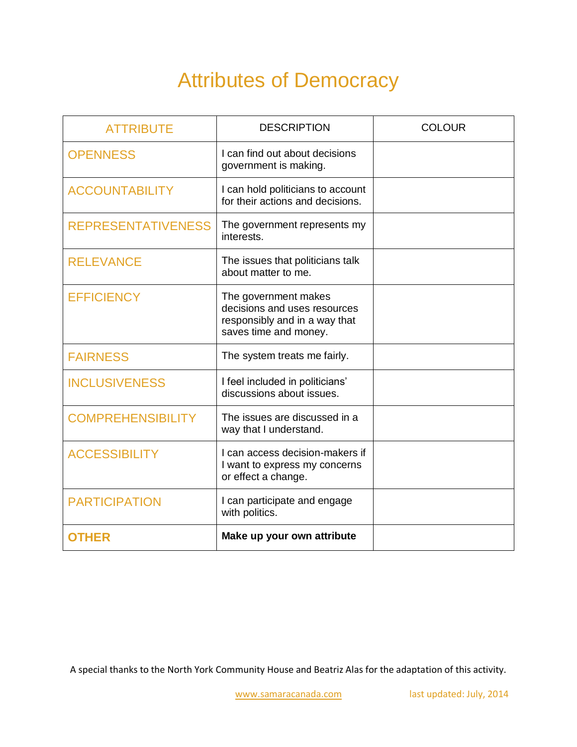# Attributes of Democracy

| ATTRIBUTE | DESCRIPTION | COLOUR |
|---|---|---|
| OPENNESS | I can find out about decisions government is making. | |
| ACCOUNTABILITY | I can hold politicians to account for their actions and decisions. | |
| REPRESENTATIVENESS | The government represents my interests. | |
| RELEVANCE | The issues that politicians talk about matter to me. | |
| EFFICIENCY | The government makes decisions and uses resources responsibly and in a way that saves time and money. | |
| FAIRNESS | The system treats me fairly. | |
| INCLUSIVENESS | I feel included in politicians' discussions about issues. | |
| COMPREHENSIBILITY | The issues are discussed in a way that I understand. | |
| ACCESSIBILITY | I can access decision-makers if I want to express my concerns or effect a change. | |
| PARTICIPATION | I can participate and engage with politics. | |
| **OTHER** | **Make up your own attribute** | |

A special thanks to the North York Community House and Beatriz Alas for the adaptation of this activity.

www.samaracanada.com last updated: July, 2014